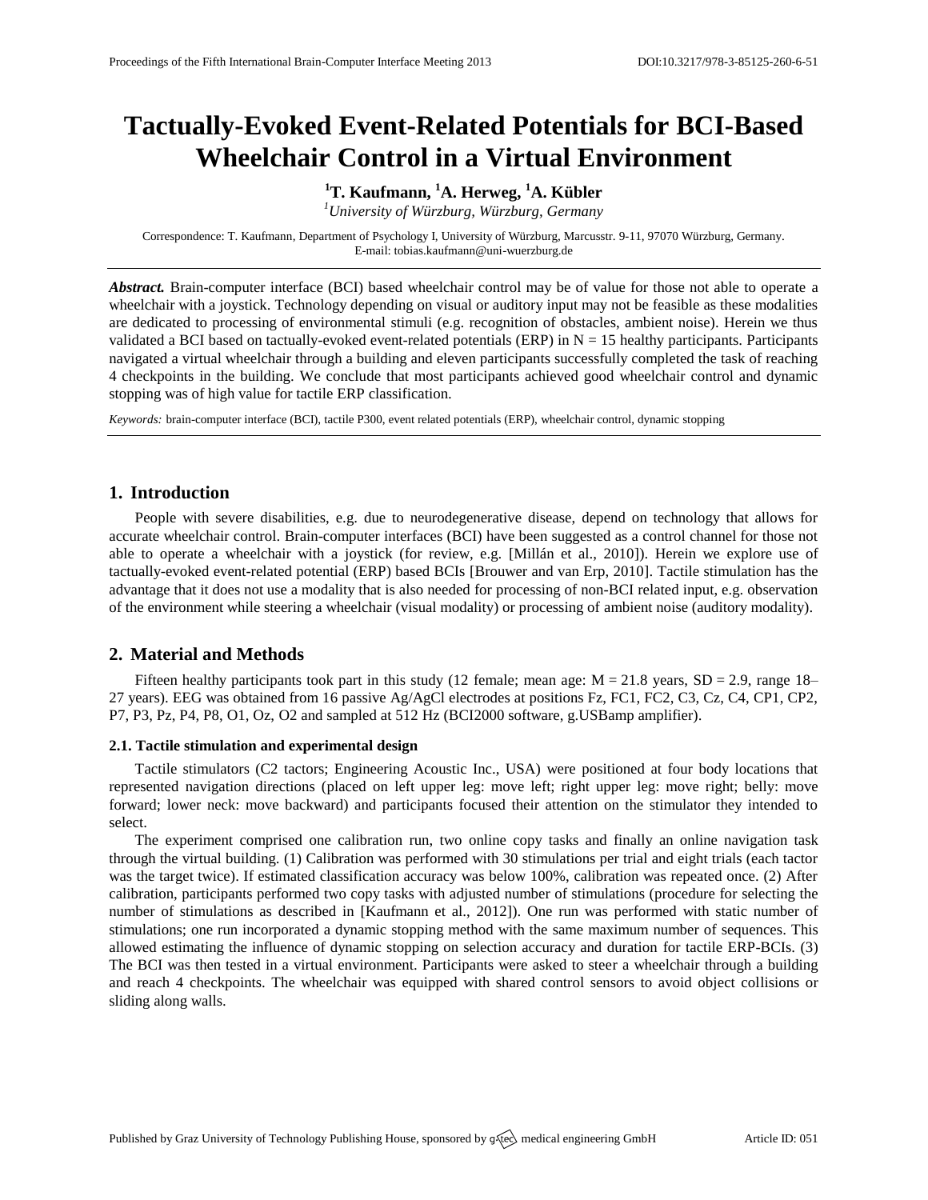# Tactually-Evoked Event-Related Potentials for BCI-Based Wheelchair Control in a Virtual Environment

**[1]T. Kaufmann, [1]A. Herweg, [1]A. Kübler**

*[1]University of Würzburg, Würzburg, Germany*

Correspondence: T. Kaufmann, Department of Psychology I, University of Würzburg, Marcusstr. 9-11, 97070 Würzburg, Germany.
E-mail: tobias.kaufmann@uni-wuerzburg.de

***Abstract.*** Brain-computer interface (BCI) based wheelchair control may be of value for those not able to operate a wheelchair with a joystick. Technology depending on visual or auditory input may not be feasible as these modalities are dedicated to processing of environmental stimuli (e.g. recognition of obstacles, ambient noise). Herein we thus validated a BCI based on tactually-evoked event-related potentials (ERP) in N = 15 healthy participants. Participants navigated a virtual wheelchair through a building and eleven participants successfully completed the task of reaching 4 checkpoints in the building. We conclude that most participants achieved good wheelchair control and dynamic stopping was of high value for tactile ERP classification.

*Keywords:* brain-computer interface (BCI), tactile P300, event related potentials (ERP), wheelchair control, dynamic stopping

## 1. Introduction

People with severe disabilities, e.g. due to neurodegenerative disease, depend on technology that allows for accurate wheelchair control. Brain-computer interfaces (BCI) have been suggested as a control channel for those not able to operate a wheelchair with a joystick (for review, e.g. [Millán et al., 2010]). Herein we explore use of tactually-evoked event-related potential (ERP) based BCIs [Brouwer and van Erp, 2010]. Tactile stimulation has the advantage that it does not use a modality that is also needed for processing of non-BCI related input, e.g. observation of the environment while steering a wheelchair (visual modality) or processing of ambient noise (auditory modality).

## 2. Material and Methods

Fifteen healthy participants took part in this study (12 female; mean age: M = 21.8 years, SD = 2.9, range 18–27 years). EEG was obtained from 16 passive Ag/AgCl electrodes at positions Fz, FC1, FC2, C3, Cz, C4, CP1, CP2, P7, P3, Pz, P4, P8, O1, Oz, O2 and sampled at 512 Hz (BCI2000 software, g.USBamp amplifier).

### 2.1. Tactile stimulation and experimental design

Tactile stimulators (C2 tactors; Engineering Acoustic Inc., USA) were positioned at four body locations that represented navigation directions (placed on left upper leg: move left; right upper leg: move right; belly: move forward; lower neck: move backward) and participants focused their attention on the stimulator they intended to select.

The experiment comprised one calibration run, two online copy tasks and finally an online navigation task through the virtual building. (1) Calibration was performed with 30 stimulations per trial and eight trials (each tactor was the target twice). If estimated classification accuracy was below 100%, calibration was repeated once. (2) After calibration, participants performed two copy tasks with adjusted number of stimulations (procedure for selecting the number of stimulations as described in [Kaufmann et al., 2012]). One run was performed with static number of stimulations; one run incorporated a dynamic stopping method with the same maximum number of sequences. This allowed estimating the influence of dynamic stopping on selection accuracy and duration for tactile ERP-BCIs. (3) The BCI was then tested in a virtual environment. Participants were asked to steer a wheelchair through a building and reach 4 checkpoints. The wheelchair was equipped with shared control sensors to avoid object collisions or sliding along walls.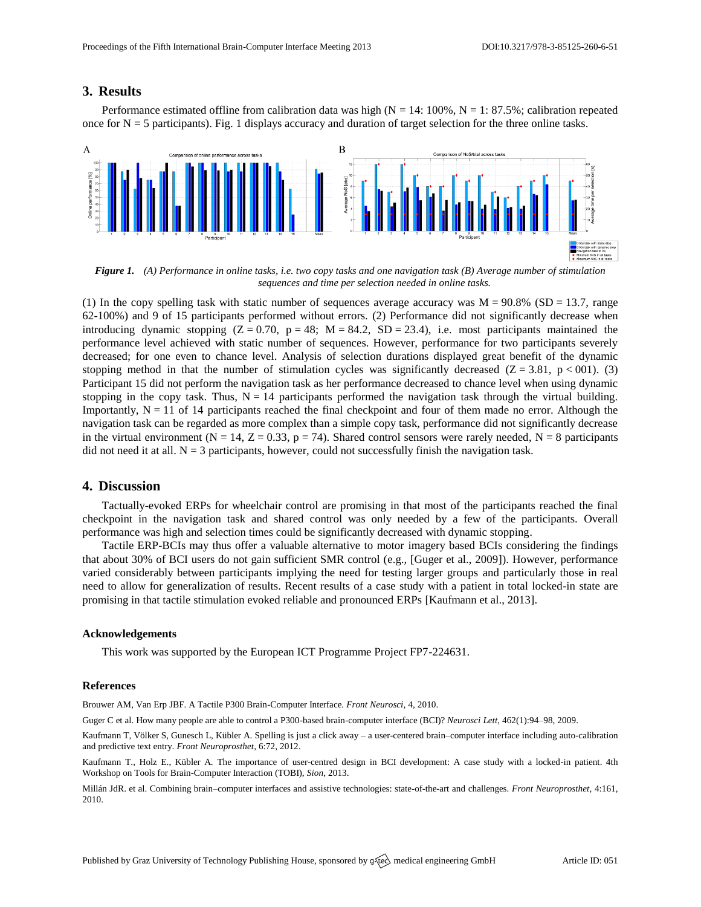## 3. Results

Performance estimated offline from calibration data was high (N = 14: 100%, N = 1: 87.5%; calibration repeated once for N = 5 participants). Fig. 1 displays accuracy and duration of target selection for the three online tasks.

A

Comparison of online performance across tasks

Online performance [%]

Participant

Mean

B

Comparison of NoS/trial across tasks

Average NoS [abs]

Average time per selection [s]

Participant

Mean

Copy task with static stop
Copy task with dynamic stop
Navigation task in VE
Minimum NoS in all tasks
Maximum NoS in all tasks

***Figure 1.*** *(A) Performance in online tasks, i.e. two copy tasks and one navigation task (B) Average number of stimulation sequences and time per selection needed in online tasks.*

(1) In the copy spelling task with static number of sequences average accuracy was M = 90.8% (SD = 13.7, range 62-100%) and 9 of 15 participants performed without errors. (2) Performance did not significantly decrease when introducing dynamic stopping (Z = 0.70, p = 48; M = 84.2, SD = 23.4), i.e. most participants maintained the performance level achieved with static number of sequences. However, performance for two participants severely decreased; for one even to chance level. Analysis of selection durations displayed great benefit of the dynamic stopping method in that the number of stimulation cycles was significantly decreased (Z = 3.81, p < 001). (3) Participant 15 did not perform the navigation task as her performance decreased to chance level when using dynamic stopping in the copy task. Thus, N = 14 participants performed the navigation task through the virtual building. Importantly, N = 11 of 14 participants reached the final checkpoint and four of them made no error. Although the navigation task can be regarded as more complex than a simple copy task, performance did not significantly decrease in the virtual environment (N = 14, Z = 0.33, p = 74). Shared control sensors were rarely needed, N = 8 participants did not need it at all. N = 3 participants, however, could not successfully finish the navigation task.

## 4. Discussion

Tactually-evoked ERPs for wheelchair control are promising in that most of the participants reached the final checkpoint in the navigation task and shared control was only needed by a few of the participants. Overall performance was high and selection times could be significantly decreased with dynamic stopping.

Tactile ERP-BCIs may thus offer a valuable alternative to motor imagery based BCIs considering the findings that about 30% of BCI users do not gain sufficient SMR control (e.g., [Guger et al., 2009]). However, performance varied considerably between participants implying the need for testing larger groups and particularly those in real need to allow for generalization of results. Recent results of a case study with a patient in total locked-in state are promising in that tactile stimulation evoked reliable and pronounced ERPs [Kaufmann et al., 2013].

### Acknowledgements

This work was supported by the European ICT Programme Project FP7-224631.

### References

Brouwer AM, Van Erp JBF. A Tactile P300 Brain-Computer Interface. *Front Neurosci*, 4, 2010.

Guger C et al. How many people are able to control a P300-based brain-computer interface (BCI)? *Neurosci Lett*, 462(1):94–98, 2009.

Kaufmann T, Völker S, Gunesch L, Kübler A. Spelling is just a click away – a user-centered brain–computer interface including auto-calibration and predictive text entry. *Front Neuroprosthet*, 6:72, 2012.

Kaufmann T., Holz E., Kübler A. The importance of user-centred design in BCI development: A case study with a locked-in patient. 4th Workshop on Tools for Brain-Computer Interaction (TOBI), *Sion*, 2013.

Millán JdR. et al. Combining brain–computer interfaces and assistive technologies: state-of-the-art and challenges. *Front Neuroprosthet*, 4:161, 2010.